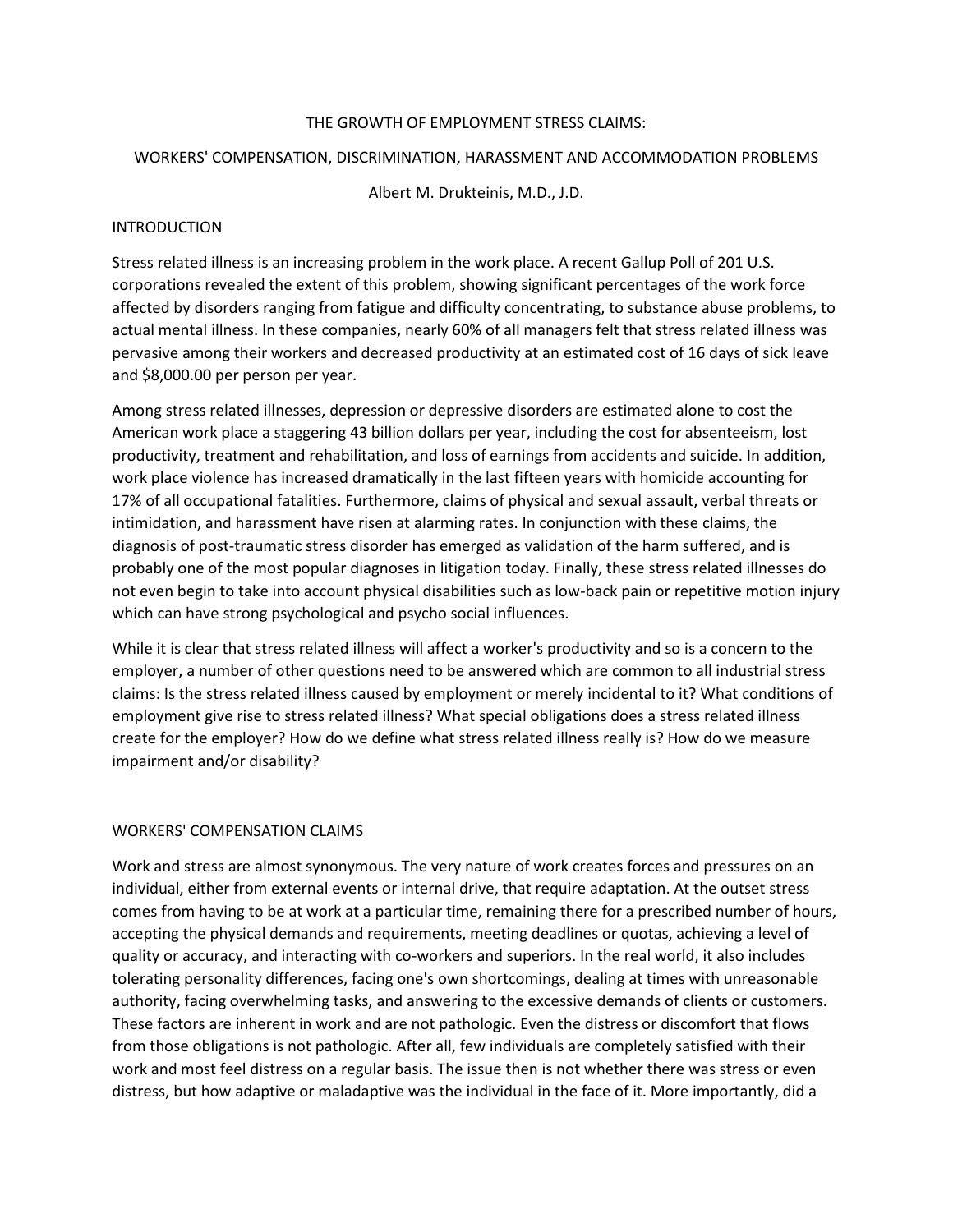# THE GROWTH OF EMPLOYMENT STRESS CLAIMS:

## WORKERS' COMPENSATION, DISCRIMINATION, HARASSMENT AND ACCOMMODATION PROBLEMS

Albert M. Drukteinis, M.D., J.D.

## INTRODUCTION

Stress related illness is an increasing problem in the work place. A recent Gallup Poll of 201 U.S. corporations revealed the extent of this problem, showing significant percentages of the work force affected by disorders ranging from fatigue and difficulty concentrating, to substance abuse problems, to actual mental illness. In these companies, nearly 60% of all managers felt that stress related illness was pervasive among their workers and decreased productivity at an estimated cost of 16 days of sick leave and $8,000.00 per person per year.

Among stress related illnesses, depression or depressive disorders are estimated alone to cost the American work place a staggering 43 billion dollars per year, including the cost for absenteeism, lost productivity, treatment and rehabilitation, and loss of earnings from accidents and suicide. In addition, work place violence has increased dramatically in the last fifteen years with homicide accounting for 17% of all occupational fatalities. Furthermore, claims of physical and sexual assault, verbal threats or intimidation, and harassment have risen at alarming rates. In conjunction with these claims, the diagnosis of post-traumatic stress disorder has emerged as validation of the harm suffered, and is probably one of the most popular diagnoses in litigation today. Finally, these stress related illnesses do not even begin to take into account physical disabilities such as low-back pain or repetitive motion injury which can have strong psychological and psycho social influences.

While it is clear that stress related illness will affect a worker's productivity and so is a concern to the employer, a number of other questions need to be answered which are common to all industrial stress claims: Is the stress related illness caused by employment or merely incidental to it? What conditions of employment give rise to stress related illness? What special obligations does a stress related illness create for the employer? How do we define what stress related illness really is? How do we measure impairment and/or disability?

## WORKERS' COMPENSATION CLAIMS

Work and stress are almost synonymous. The very nature of work creates forces and pressures on an individual, either from external events or internal drive, that require adaptation. At the outset stress comes from having to be at work at a particular time, remaining there for a prescribed number of hours, accepting the physical demands and requirements, meeting deadlines or quotas, achieving a level of quality or accuracy, and interacting with co-workers and superiors. In the real world, it also includes tolerating personality differences, facing one's own shortcomings, dealing at times with unreasonable authority, facing overwhelming tasks, and answering to the excessive demands of clients or customers. These factors are inherent in work and are not pathologic. Even the distress or discomfort that flows from those obligations is not pathologic. After all, few individuals are completely satisfied with their work and most feel distress on a regular basis. The issue then is not whether there was stress or even distress, but how adaptive or maladaptive was the individual in the face of it. More importantly, did a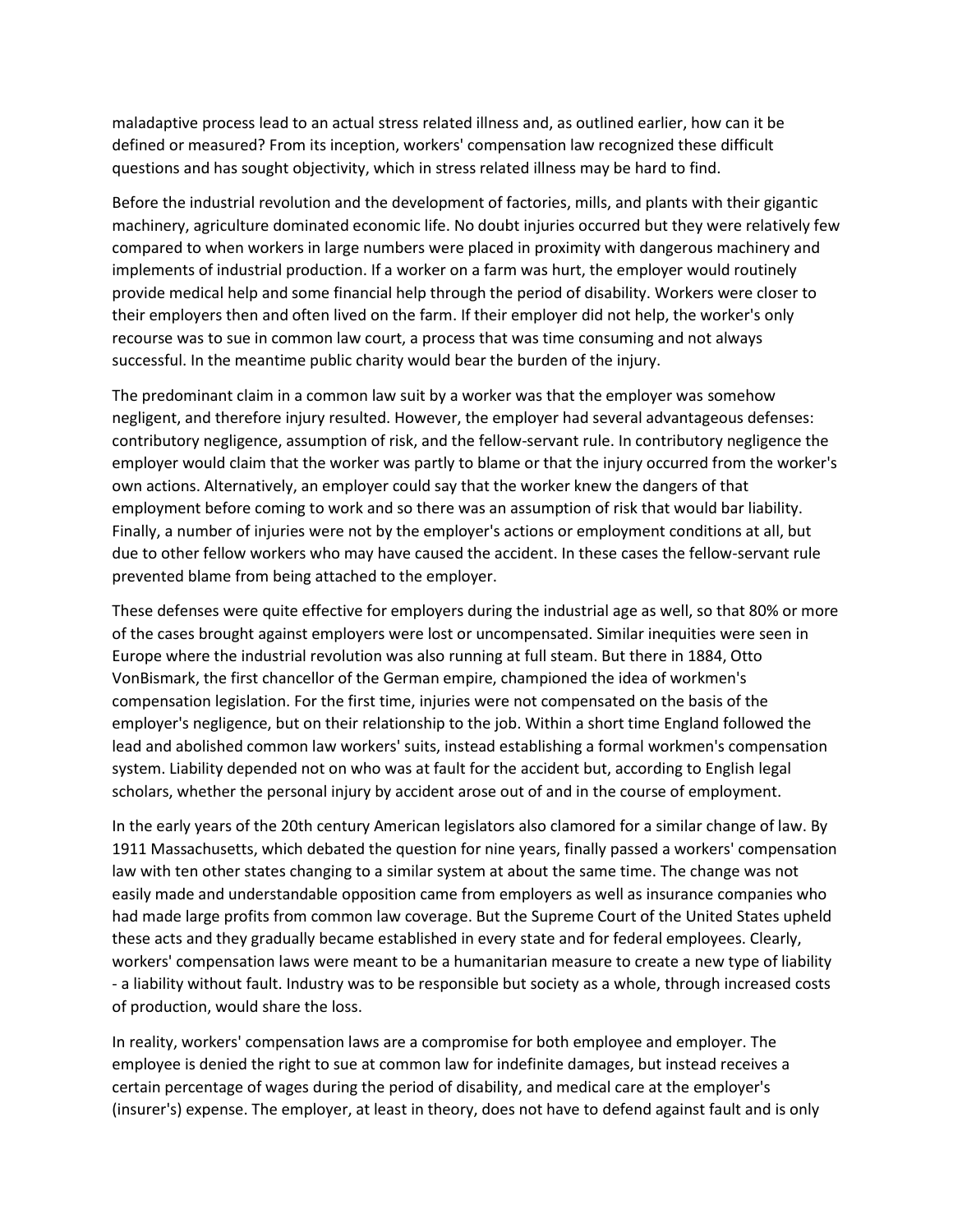maladaptive process lead to an actual stress related illness and, as outlined earlier, how can it be defined or measured? From its inception, workers' compensation law recognized these difficult questions and has sought objectivity, which in stress related illness may be hard to find.

Before the industrial revolution and the development of factories, mills, and plants with their gigantic machinery, agriculture dominated economic life. No doubt injuries occurred but they were relatively few compared to when workers in large numbers were placed in proximity with dangerous machinery and implements of industrial production. If a worker on a farm was hurt, the employer would routinely provide medical help and some financial help through the period of disability. Workers were closer to their employers then and often lived on the farm. If their employer did not help, the worker's only recourse was to sue in common law court, a process that was time consuming and not always successful. In the meantime public charity would bear the burden of the injury.

The predominant claim in a common law suit by a worker was that the employer was somehow negligent, and therefore injury resulted. However, the employer had several advantageous defenses: contributory negligence, assumption of risk, and the fellow-servant rule. In contributory negligence the employer would claim that the worker was partly to blame or that the injury occurred from the worker's own actions. Alternatively, an employer could say that the worker knew the dangers of that employment before coming to work and so there was an assumption of risk that would bar liability. Finally, a number of injuries were not by the employer's actions or employment conditions at all, but due to other fellow workers who may have caused the accident. In these cases the fellow-servant rule prevented blame from being attached to the employer.

These defenses were quite effective for employers during the industrial age as well, so that 80% or more of the cases brought against employers were lost or uncompensated. Similar inequities were seen in Europe where the industrial revolution was also running at full steam. But there in 1884, Otto VonBismark, the first chancellor of the German empire, championed the idea of workmen's compensation legislation. For the first time, injuries were not compensated on the basis of the employer's negligence, but on their relationship to the job. Within a short time England followed the lead and abolished common law workers' suits, instead establishing a formal workmen's compensation system. Liability depended not on who was at fault for the accident but, according to English legal scholars, whether the personal injury by accident arose out of and in the course of employment.

In the early years of the 20th century American legislators also clamored for a similar change of law. By 1911 Massachusetts, which debated the question for nine years, finally passed a workers' compensation law with ten other states changing to a similar system at about the same time. The change was not easily made and understandable opposition came from employers as well as insurance companies who had made large profits from common law coverage. But the Supreme Court of the United States upheld these acts and they gradually became established in every state and for federal employees. Clearly, workers' compensation laws were meant to be a humanitarian measure to create a new type of liability - a liability without fault. Industry was to be responsible but society as a whole, through increased costs of production, would share the loss.

In reality, workers' compensation laws are a compromise for both employee and employer. The employee is denied the right to sue at common law for indefinite damages, but instead receives a certain percentage of wages during the period of disability, and medical care at the employer's (insurer's) expense. The employer, at least in theory, does not have to defend against fault and is only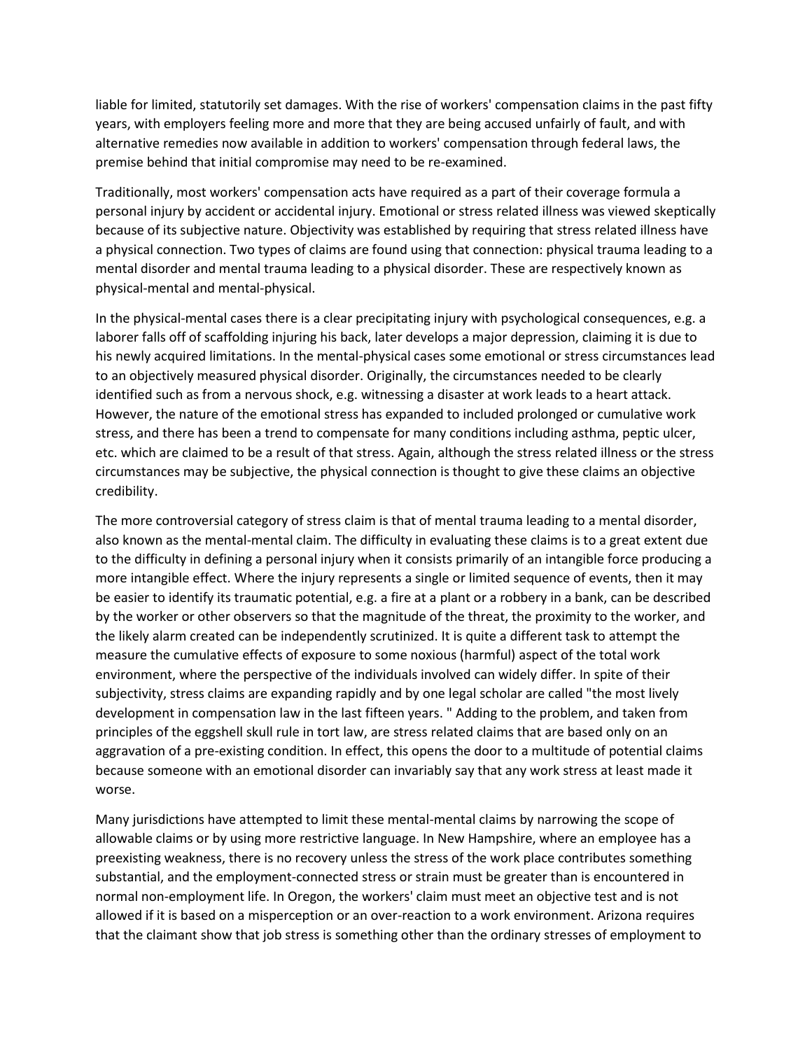liable for limited, statutorily set damages. With the rise of workers' compensation claims in the past fifty years, with employers feeling more and more that they are being accused unfairly of fault, and with alternative remedies now available in addition to workers' compensation through federal laws, the premise behind that initial compromise may need to be re-examined.

Traditionally, most workers' compensation acts have required as a part of their coverage formula a personal injury by accident or accidental injury. Emotional or stress related illness was viewed skeptically because of its subjective nature. Objectivity was established by requiring that stress related illness have a physical connection. Two types of claims are found using that connection: physical trauma leading to a mental disorder and mental trauma leading to a physical disorder. These are respectively known as physical-mental and mental-physical.

In the physical-mental cases there is a clear precipitating injury with psychological consequences, e.g. a laborer falls off of scaffolding injuring his back, later develops a major depression, claiming it is due to his newly acquired limitations. In the mental-physical cases some emotional or stress circumstances lead to an objectively measured physical disorder. Originally, the circumstances needed to be clearly identified such as from a nervous shock, e.g. witnessing a disaster at work leads to a heart attack. However, the nature of the emotional stress has expanded to included prolonged or cumulative work stress, and there has been a trend to compensate for many conditions including asthma, peptic ulcer, etc. which are claimed to be a result of that stress. Again, although the stress related illness or the stress circumstances may be subjective, the physical connection is thought to give these claims an objective credibility.

The more controversial category of stress claim is that of mental trauma leading to a mental disorder, also known as the mental-mental claim. The difficulty in evaluating these claims is to a great extent due to the difficulty in defining a personal injury when it consists primarily of an intangible force producing a more intangible effect. Where the injury represents a single or limited sequence of events, then it may be easier to identify its traumatic potential, e.g. a fire at a plant or a robbery in a bank, can be described by the worker or other observers so that the magnitude of the threat, the proximity to the worker, and the likely alarm created can be independently scrutinized. It is quite a different task to attempt the measure the cumulative effects of exposure to some noxious (harmful) aspect of the total work environment, where the perspective of the individuals involved can widely differ. In spite of their subjectivity, stress claims are expanding rapidly and by one legal scholar are called "the most lively development in compensation law in the last fifteen years. " Adding to the problem, and taken from principles of the eggshell skull rule in tort law, are stress related claims that are based only on an aggravation of a pre-existing condition. In effect, this opens the door to a multitude of potential claims because someone with an emotional disorder can invariably say that any work stress at least made it worse.

Many jurisdictions have attempted to limit these mental-mental claims by narrowing the scope of allowable claims or by using more restrictive language. In New Hampshire, where an employee has a preexisting weakness, there is no recovery unless the stress of the work place contributes something substantial, and the employment-connected stress or strain must be greater than is encountered in normal non-employment life. In Oregon, the workers' claim must meet an objective test and is not allowed if it is based on a misperception or an over-reaction to a work environment. Arizona requires that the claimant show that job stress is something other than the ordinary stresses of employment to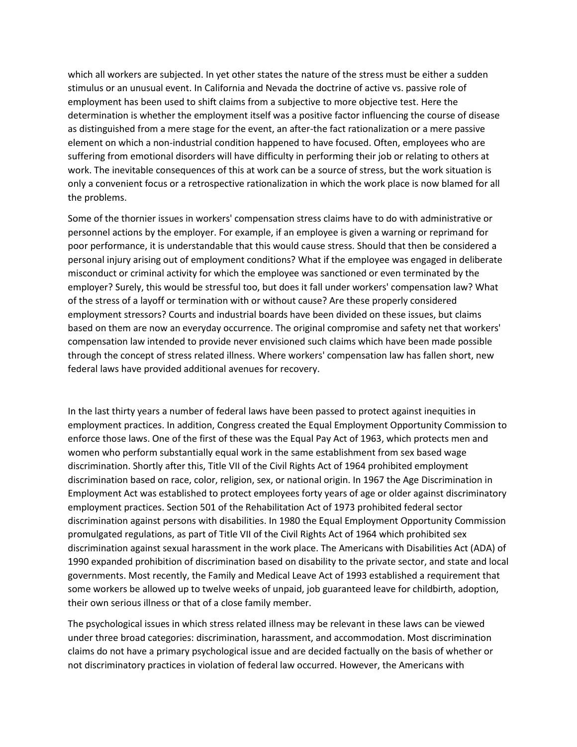which all workers are subjected. In yet other states the nature of the stress must be either a sudden stimulus or an unusual event. In California and Nevada the doctrine of active vs. passive role of employment has been used to shift claims from a subjective to more objective test. Here the determination is whether the employment itself was a positive factor influencing the course of disease as distinguished from a mere stage for the event, an after-the fact rationalization or a mere passive element on which a non-industrial condition happened to have focused. Often, employees who are suffering from emotional disorders will have difficulty in performing their job or relating to others at work. The inevitable consequences of this at work can be a source of stress, but the work situation is only a convenient focus or a retrospective rationalization in which the work place is now blamed for all the problems.

Some of the thornier issues in workers' compensation stress claims have to do with administrative or personnel actions by the employer. For example, if an employee is given a warning or reprimand for poor performance, it is understandable that this would cause stress. Should that then be considered a personal injury arising out of employment conditions? What if the employee was engaged in deliberate misconduct or criminal activity for which the employee was sanctioned or even terminated by the employer? Surely, this would be stressful too, but does it fall under workers' compensation law? What of the stress of a layoff or termination with or without cause? Are these properly considered employment stressors? Courts and industrial boards have been divided on these issues, but claims based on them are now an everyday occurrence. The original compromise and safety net that workers' compensation law intended to provide never envisioned such claims which have been made possible through the concept of stress related illness. Where workers' compensation law has fallen short, new federal laws have provided additional avenues for recovery.

In the last thirty years a number of federal laws have been passed to protect against inequities in employment practices. In addition, Congress created the Equal Employment Opportunity Commission to enforce those laws. One of the first of these was the Equal Pay Act of 1963, which protects men and women who perform substantially equal work in the same establishment from sex based wage discrimination. Shortly after this, Title VII of the Civil Rights Act of 1964 prohibited employment discrimination based on race, color, religion, sex, or national origin. In 1967 the Age Discrimination in Employment Act was established to protect employees forty years of age or older against discriminatory employment practices. Section 501 of the Rehabilitation Act of 1973 prohibited federal sector discrimination against persons with disabilities. In 1980 the Equal Employment Opportunity Commission promulgated regulations, as part of Title VII of the Civil Rights Act of 1964 which prohibited sex discrimination against sexual harassment in the work place. The Americans with Disabilities Act (ADA) of 1990 expanded prohibition of discrimination based on disability to the private sector, and state and local governments. Most recently, the Family and Medical Leave Act of 1993 established a requirement that some workers be allowed up to twelve weeks of unpaid, job guaranteed leave for childbirth, adoption, their own serious illness or that of a close family member.

The psychological issues in which stress related illness may be relevant in these laws can be viewed under three broad categories: discrimination, harassment, and accommodation. Most discrimination claims do not have a primary psychological issue and are decided factually on the basis of whether or not discriminatory practices in violation of federal law occurred. However, the Americans with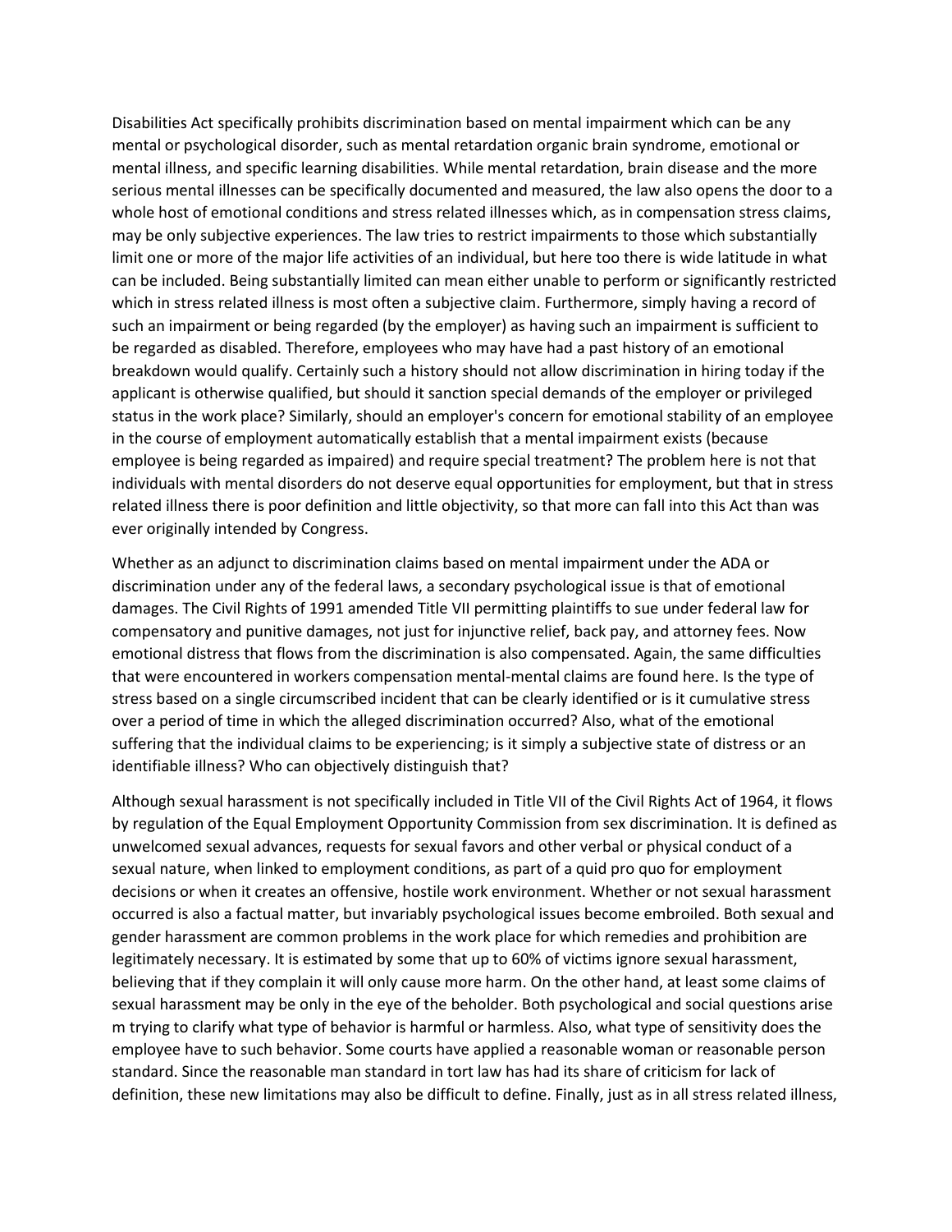Disabilities Act specifically prohibits discrimination based on mental impairment which can be any mental or psychological disorder, such as mental retardation organic brain syndrome, emotional or mental illness, and specific learning disabilities. While mental retardation, brain disease and the more serious mental illnesses can be specifically documented and measured, the law also opens the door to a whole host of emotional conditions and stress related illnesses which, as in compensation stress claims, may be only subjective experiences. The law tries to restrict impairments to those which substantially limit one or more of the major life activities of an individual, but here too there is wide latitude in what can be included. Being substantially limited can mean either unable to perform or significantly restricted which in stress related illness is most often a subjective claim. Furthermore, simply having a record of such an impairment or being regarded (by the employer) as having such an impairment is sufficient to be regarded as disabled. Therefore, employees who may have had a past history of an emotional breakdown would qualify. Certainly such a history should not allow discrimination in hiring today if the applicant is otherwise qualified, but should it sanction special demands of the employer or privileged status in the work place? Similarly, should an employer's concern for emotional stability of an employee in the course of employment automatically establish that a mental impairment exists (because employee is being regarded as impaired) and require special treatment? The problem here is not that individuals with mental disorders do not deserve equal opportunities for employment, but that in stress related illness there is poor definition and little objectivity, so that more can fall into this Act than was ever originally intended by Congress.

Whether as an adjunct to discrimination claims based on mental impairment under the ADA or discrimination under any of the federal laws, a secondary psychological issue is that of emotional damages. The Civil Rights of 1991 amended Title VII permitting plaintiffs to sue under federal law for compensatory and punitive damages, not just for injunctive relief, back pay, and attorney fees. Now emotional distress that flows from the discrimination is also compensated. Again, the same difficulties that were encountered in workers compensation mental-mental claims are found here. Is the type of stress based on a single circumscribed incident that can be clearly identified or is it cumulative stress over a period of time in which the alleged discrimination occurred? Also, what of the emotional suffering that the individual claims to be experiencing; is it simply a subjective state of distress or an identifiable illness? Who can objectively distinguish that?

Although sexual harassment is not specifically included in Title VII of the Civil Rights Act of 1964, it flows by regulation of the Equal Employment Opportunity Commission from sex discrimination. It is defined as unwelcomed sexual advances, requests for sexual favors and other verbal or physical conduct of a sexual nature, when linked to employment conditions, as part of a quid pro quo for employment decisions or when it creates an offensive, hostile work environment. Whether or not sexual harassment occurred is also a factual matter, but invariably psychological issues become embroiled. Both sexual and gender harassment are common problems in the work place for which remedies and prohibition are legitimately necessary. It is estimated by some that up to 60% of victims ignore sexual harassment, believing that if they complain it will only cause more harm. On the other hand, at least some claims of sexual harassment may be only in the eye of the beholder. Both psychological and social questions arise m trying to clarify what type of behavior is harmful or harmless. Also, what type of sensitivity does the employee have to such behavior. Some courts have applied a reasonable woman or reasonable person standard. Since the reasonable man standard in tort law has had its share of criticism for lack of definition, these new limitations may also be difficult to define. Finally, just as in all stress related illness,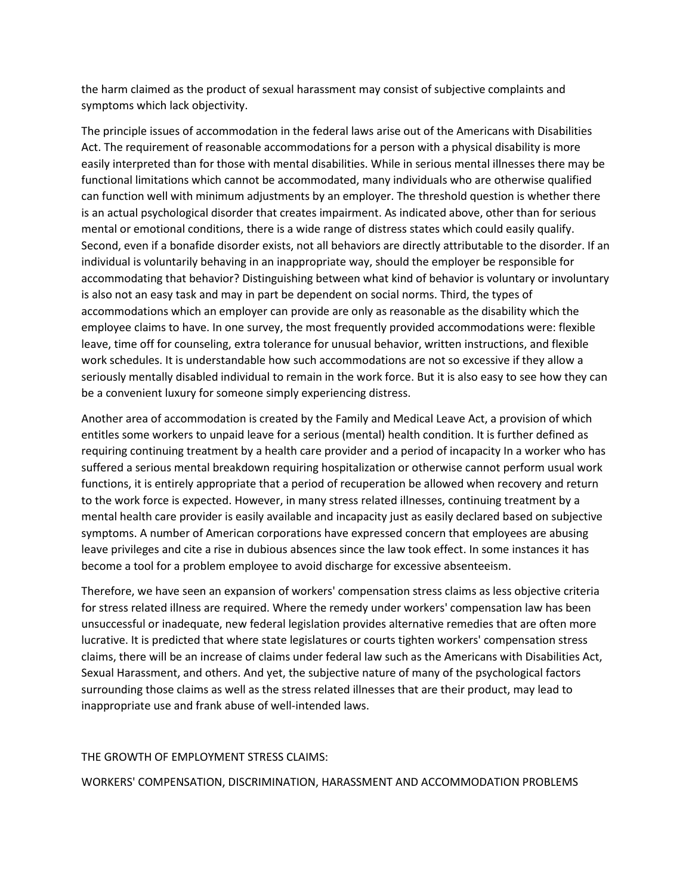the harm claimed as the product of sexual harassment may consist of subjective complaints and symptoms which lack objectivity.

The principle issues of accommodation in the federal laws arise out of the Americans with Disabilities Act. The requirement of reasonable accommodations for a person with a physical disability is more easily interpreted than for those with mental disabilities. While in serious mental illnesses there may be functional limitations which cannot be accommodated, many individuals who are otherwise qualified can function well with minimum adjustments by an employer. The threshold question is whether there is an actual psychological disorder that creates impairment. As indicated above, other than for serious mental or emotional conditions, there is a wide range of distress states which could easily qualify. Second, even if a bonafide disorder exists, not all behaviors are directly attributable to the disorder. If an individual is voluntarily behaving in an inappropriate way, should the employer be responsible for accommodating that behavior? Distinguishing between what kind of behavior is voluntary or involuntary is also not an easy task and may in part be dependent on social norms. Third, the types of accommodations which an employer can provide are only as reasonable as the disability which the employee claims to have. In one survey, the most frequently provided accommodations were: flexible leave, time off for counseling, extra tolerance for unusual behavior, written instructions, and flexible work schedules. It is understandable how such accommodations are not so excessive if they allow a seriously mentally disabled individual to remain in the work force. But it is also easy to see how they can be a convenient luxury for someone simply experiencing distress.

Another area of accommodation is created by the Family and Medical Leave Act, a provision of which entitles some workers to unpaid leave for a serious (mental) health condition. It is further defined as requiring continuing treatment by a health care provider and a period of incapacity In a worker who has suffered a serious mental breakdown requiring hospitalization or otherwise cannot perform usual work functions, it is entirely appropriate that a period of recuperation be allowed when recovery and return to the work force is expected. However, in many stress related illnesses, continuing treatment by a mental health care provider is easily available and incapacity just as easily declared based on subjective symptoms. A number of American corporations have expressed concern that employees are abusing leave privileges and cite a rise in dubious absences since the law took effect. In some instances it has become a tool for a problem employee to avoid discharge for excessive absenteeism.

Therefore, we have seen an expansion of workers' compensation stress claims as less objective criteria for stress related illness are required. Where the remedy under workers' compensation law has been unsuccessful or inadequate, new federal legislation provides alternative remedies that are often more lucrative. It is predicted that where state legislatures or courts tighten workers' compensation stress claims, there will be an increase of claims under federal law such as the Americans with Disabilities Act, Sexual Harassment, and others. And yet, the subjective nature of many of the psychological factors surrounding those claims as well as the stress related illnesses that are their product, may lead to inappropriate use and frank abuse of well-intended laws.

THE GROWTH OF EMPLOYMENT STRESS CLAIMS:

WORKERS' COMPENSATION, DISCRIMINATION, HARASSMENT AND ACCOMMODATION PROBLEMS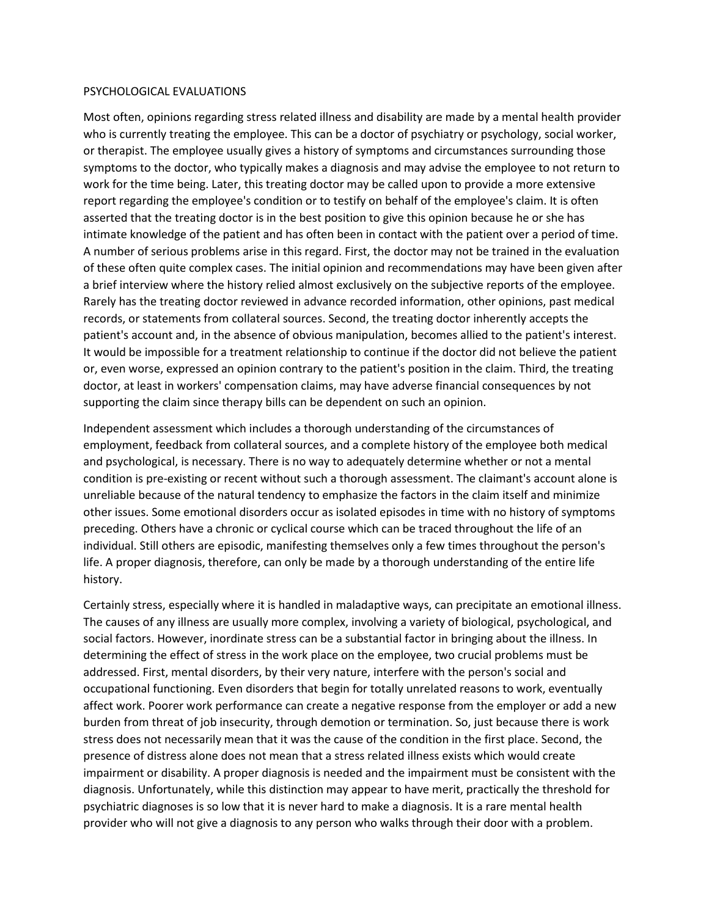## PSYCHOLOGICAL EVALUATIONS

Most often, opinions regarding stress related illness and disability are made by a mental health provider who is currently treating the employee. This can be a doctor of psychiatry or psychology, social worker, or therapist. The employee usually gives a history of symptoms and circumstances surrounding those symptoms to the doctor, who typically makes a diagnosis and may advise the employee to not return to work for the time being. Later, this treating doctor may be called upon to provide a more extensive report regarding the employee's condition or to testify on behalf of the employee's claim. It is often asserted that the treating doctor is in the best position to give this opinion because he or she has intimate knowledge of the patient and has often been in contact with the patient over a period of time. A number of serious problems arise in this regard. First, the doctor may not be trained in the evaluation of these often quite complex cases. The initial opinion and recommendations may have been given after a brief interview where the history relied almost exclusively on the subjective reports of the employee. Rarely has the treating doctor reviewed in advance recorded information, other opinions, past medical records, or statements from collateral sources. Second, the treating doctor inherently accepts the patient's account and, in the absence of obvious manipulation, becomes allied to the patient's interest. It would be impossible for a treatment relationship to continue if the doctor did not believe the patient or, even worse, expressed an opinion contrary to the patient's position in the claim. Third, the treating doctor, at least in workers' compensation claims, may have adverse financial consequences by not supporting the claim since therapy bills can be dependent on such an opinion.

Independent assessment which includes a thorough understanding of the circumstances of employment, feedback from collateral sources, and a complete history of the employee both medical and psychological, is necessary. There is no way to adequately determine whether or not a mental condition is pre-existing or recent without such a thorough assessment. The claimant's account alone is unreliable because of the natural tendency to emphasize the factors in the claim itself and minimize other issues. Some emotional disorders occur as isolated episodes in time with no history of symptoms preceding. Others have a chronic or cyclical course which can be traced throughout the life of an individual. Still others are episodic, manifesting themselves only a few times throughout the person's life. A proper diagnosis, therefore, can only be made by a thorough understanding of the entire life history.

Certainly stress, especially where it is handled in maladaptive ways, can precipitate an emotional illness. The causes of any illness are usually more complex, involving a variety of biological, psychological, and social factors. However, inordinate stress can be a substantial factor in bringing about the illness. In determining the effect of stress in the work place on the employee, two crucial problems must be addressed. First, mental disorders, by their very nature, interfere with the person's social and occupational functioning. Even disorders that begin for totally unrelated reasons to work, eventually affect work. Poorer work performance can create a negative response from the employer or add a new burden from threat of job insecurity, through demotion or termination. So, just because there is work stress does not necessarily mean that it was the cause of the condition in the first place. Second, the presence of distress alone does not mean that a stress related illness exists which would create impairment or disability. A proper diagnosis is needed and the impairment must be consistent with the diagnosis. Unfortunately, while this distinction may appear to have merit, practically the threshold for psychiatric diagnoses is so low that it is never hard to make a diagnosis. It is a rare mental health provider who will not give a diagnosis to any person who walks through their door with a problem.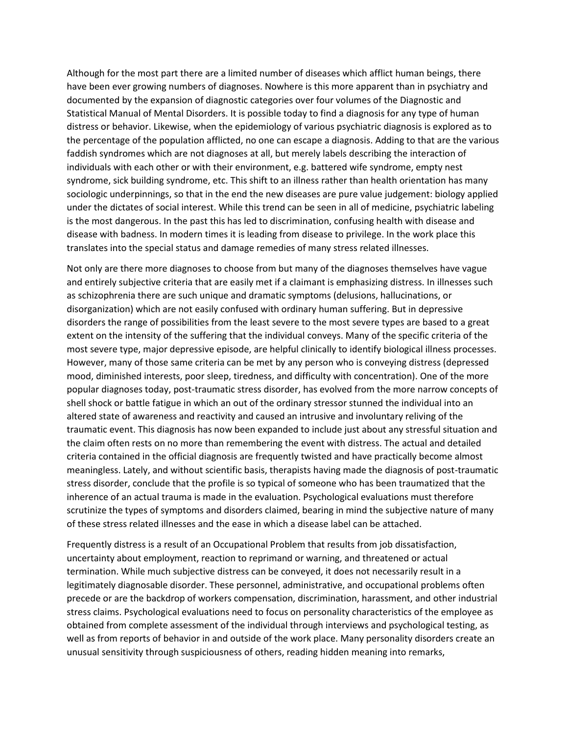Although for the most part there are a limited number of diseases which afflict human beings, there have been ever growing numbers of diagnoses. Nowhere is this more apparent than in psychiatry and documented by the expansion of diagnostic categories over four volumes of the Diagnostic and Statistical Manual of Mental Disorders. It is possible today to find a diagnosis for any type of human distress or behavior. Likewise, when the epidemiology of various psychiatric diagnosis is explored as to the percentage of the population afflicted, no one can escape a diagnosis. Adding to that are the various faddish syndromes which are not diagnoses at all, but merely labels describing the interaction of individuals with each other or with their environment, e.g. battered wife syndrome, empty nest syndrome, sick building syndrome, etc. This shift to an illness rather than health orientation has many sociologic underpinnings, so that in the end the new diseases are pure value judgement: biology applied under the dictates of social interest. While this trend can be seen in all of medicine, psychiatric labeling is the most dangerous. In the past this has led to discrimination, confusing health with disease and disease with badness. In modern times it is leading from disease to privilege. In the work place this translates into the special status and damage remedies of many stress related illnesses.

Not only are there more diagnoses to choose from but many of the diagnoses themselves have vague and entirely subjective criteria that are easily met if a claimant is emphasizing distress. In illnesses such as schizophrenia there are such unique and dramatic symptoms (delusions, hallucinations, or disorganization) which are not easily confused with ordinary human suffering. But in depressive disorders the range of possibilities from the least severe to the most severe types are based to a great extent on the intensity of the suffering that the individual conveys. Many of the specific criteria of the most severe type, major depressive episode, are helpful clinically to identify biological illness processes. However, many of those same criteria can be met by any person who is conveying distress (depressed mood, diminished interests, poor sleep, tiredness, and difficulty with concentration). One of the more popular diagnoses today, post-traumatic stress disorder, has evolved from the more narrow concepts of shell shock or battle fatigue in which an out of the ordinary stressor stunned the individual into an altered state of awareness and reactivity and caused an intrusive and involuntary reliving of the traumatic event. This diagnosis has now been expanded to include just about any stressful situation and the claim often rests on no more than remembering the event with distress. The actual and detailed criteria contained in the official diagnosis are frequently twisted and have practically become almost meaningless. Lately, and without scientific basis, therapists having made the diagnosis of post-traumatic stress disorder, conclude that the profile is so typical of someone who has been traumatized that the inherence of an actual trauma is made in the evaluation. Psychological evaluations must therefore scrutinize the types of symptoms and disorders claimed, bearing in mind the subjective nature of many of these stress related illnesses and the ease in which a disease label can be attached.

Frequently distress is a result of an Occupational Problem that results from job dissatisfaction, uncertainty about employment, reaction to reprimand or warning, and threatened or actual termination. While much subjective distress can be conveyed, it does not necessarily result in a legitimately diagnosable disorder. These personnel, administrative, and occupational problems often precede or are the backdrop of workers compensation, discrimination, harassment, and other industrial stress claims. Psychological evaluations need to focus on personality characteristics of the employee as obtained from complete assessment of the individual through interviews and psychological testing, as well as from reports of behavior in and outside of the work place. Many personality disorders create an unusual sensitivity through suspiciousness of others, reading hidden meaning into remarks,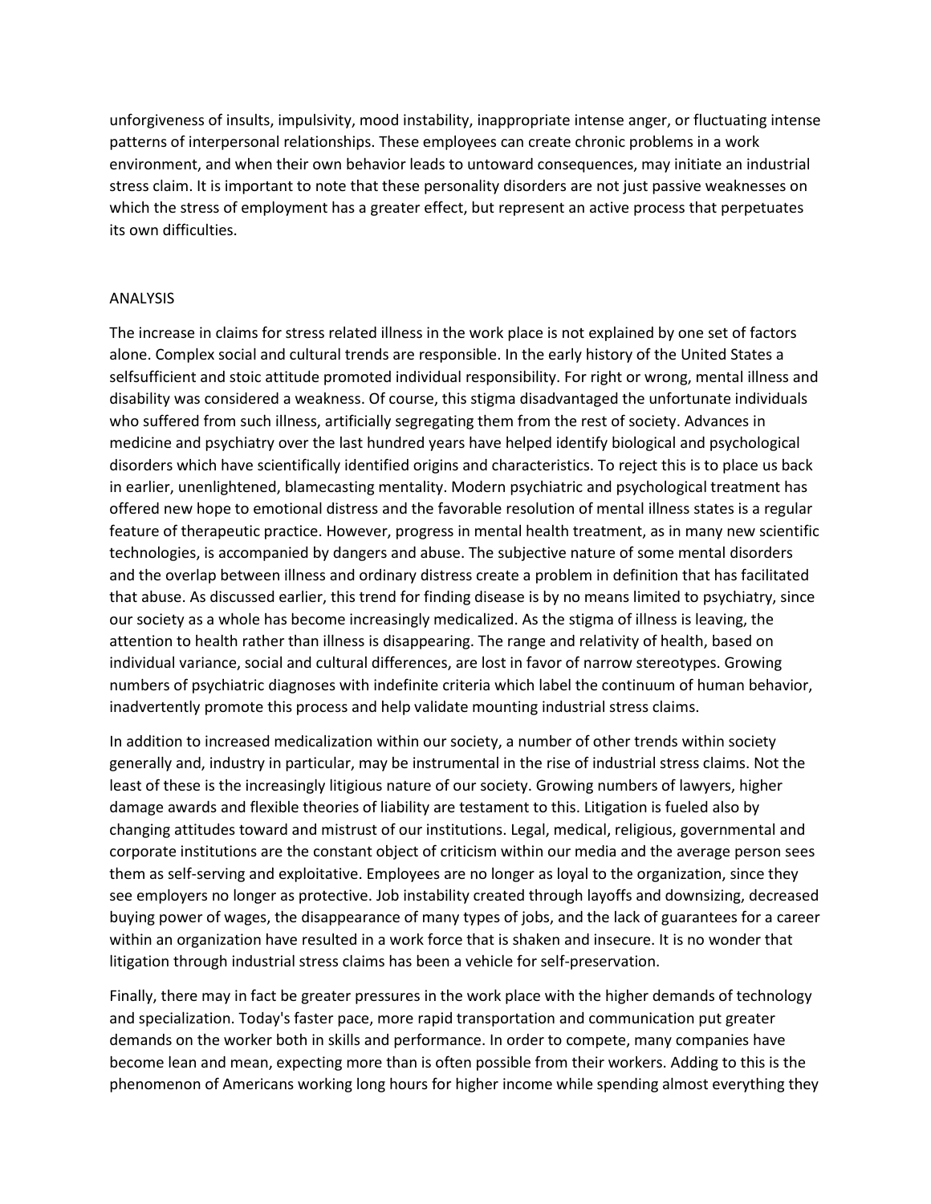unforgiveness of insults, impulsivity, mood instability, inappropriate intense anger, or fluctuating intense patterns of interpersonal relationships. These employees can create chronic problems in a work environment, and when their own behavior leads to untoward consequences, may initiate an industrial stress claim. It is important to note that these personality disorders are not just passive weaknesses on which the stress of employment has a greater effect, but represent an active process that perpetuates its own difficulties.

## ANALYSIS

The increase in claims for stress related illness in the work place is not explained by one set of factors alone. Complex social and cultural trends are responsible. In the early history of the United States a selfsufficient and stoic attitude promoted individual responsibility. For right or wrong, mental illness and disability was considered a weakness. Of course, this stigma disadvantaged the unfortunate individuals who suffered from such illness, artificially segregating them from the rest of society. Advances in medicine and psychiatry over the last hundred years have helped identify biological and psychological disorders which have scientifically identified origins and characteristics. To reject this is to place us back in earlier, unenlightened, blamecasting mentality. Modern psychiatric and psychological treatment has offered new hope to emotional distress and the favorable resolution of mental illness states is a regular feature of therapeutic practice. However, progress in mental health treatment, as in many new scientific technologies, is accompanied by dangers and abuse. The subjective nature of some mental disorders and the overlap between illness and ordinary distress create a problem in definition that has facilitated that abuse. As discussed earlier, this trend for finding disease is by no means limited to psychiatry, since our society as a whole has become increasingly medicalized. As the stigma of illness is leaving, the attention to health rather than illness is disappearing. The range and relativity of health, based on individual variance, social and cultural differences, are lost in favor of narrow stereotypes. Growing numbers of psychiatric diagnoses with indefinite criteria which label the continuum of human behavior, inadvertently promote this process and help validate mounting industrial stress claims.

In addition to increased medicalization within our society, a number of other trends within society generally and, industry in particular, may be instrumental in the rise of industrial stress claims. Not the least of these is the increasingly litigious nature of our society. Growing numbers of lawyers, higher damage awards and flexible theories of liability are testament to this. Litigation is fueled also by changing attitudes toward and mistrust of our institutions. Legal, medical, religious, governmental and corporate institutions are the constant object of criticism within our media and the average person sees them as self-serving and exploitative. Employees are no longer as loyal to the organization, since they see employers no longer as protective. Job instability created through layoffs and downsizing, decreased buying power of wages, the disappearance of many types of jobs, and the lack of guarantees for a career within an organization have resulted in a work force that is shaken and insecure. It is no wonder that litigation through industrial stress claims has been a vehicle for self-preservation.

Finally, there may in fact be greater pressures in the work place with the higher demands of technology and specialization. Today's faster pace, more rapid transportation and communication put greater demands on the worker both in skills and performance. In order to compete, many companies have become lean and mean, expecting more than is often possible from their workers. Adding to this is the phenomenon of Americans working long hours for higher income while spending almost everything they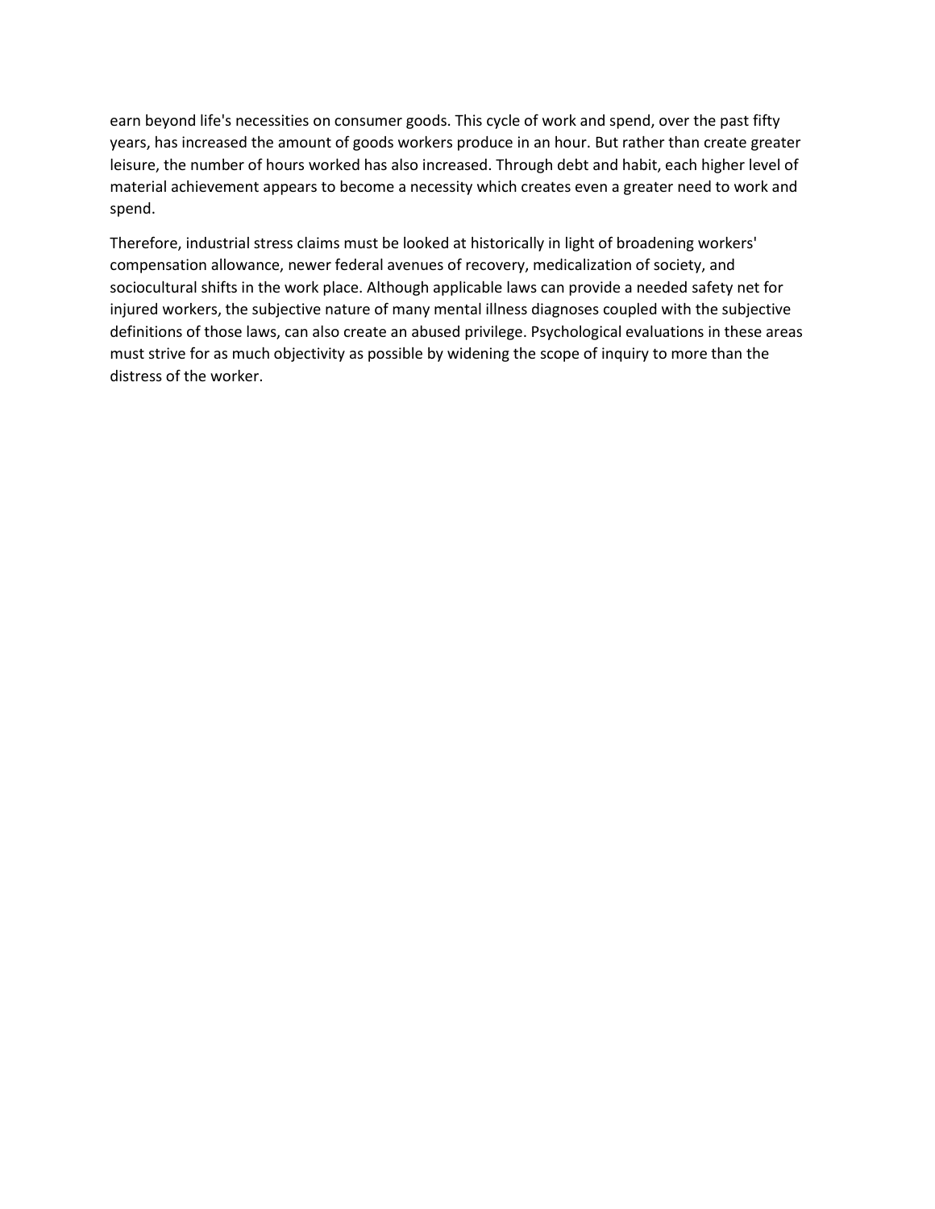earn beyond life's necessities on consumer goods. This cycle of work and spend, over the past fifty years, has increased the amount of goods workers produce in an hour. But rather than create greater leisure, the number of hours worked has also increased. Through debt and habit, each higher level of material achievement appears to become a necessity which creates even a greater need to work and spend.

Therefore, industrial stress claims must be looked at historically in light of broadening workers' compensation allowance, newer federal avenues of recovery, medicalization of society, and sociocultural shifts in the work place. Although applicable laws can provide a needed safety net for injured workers, the subjective nature of many mental illness diagnoses coupled with the subjective definitions of those laws, can also create an abused privilege. Psychological evaluations in these areas must strive for as much objectivity as possible by widening the scope of inquiry to more than the distress of the worker.